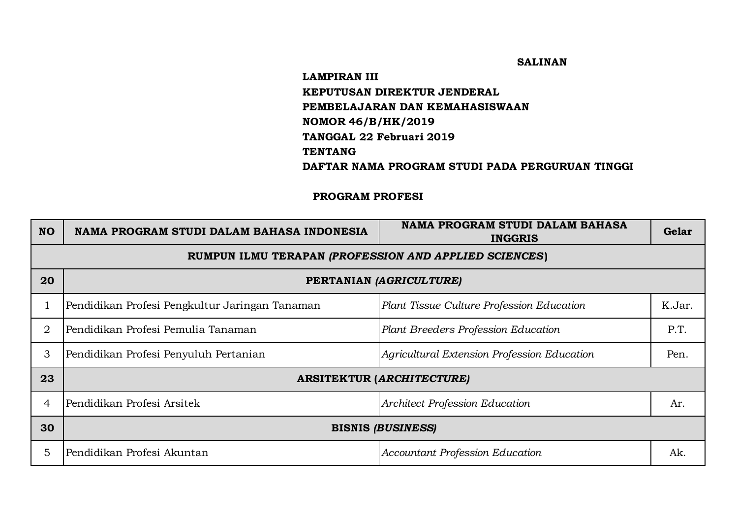**SALINAN**

**LAMPIRAN III**
**KEPUTUSAN DIREKTUR JENDERAL**
**PEMBELAJARAN DAN KEMAHASISWAAN**
**NOMOR 46/B/HK/2019**
**TANGGAL 22 Februari 2019**
**TENTANG**
**DAFTAR NAMA PROGRAM STUDI PADA PERGURUAN TINGGI**

**PROGRAM PROFESI**

| NO | NAMA PROGRAM STUDI DALAM BAHASA INDONESIA | NAMA PROGRAM STUDI DALAM BAHASA INGGRIS | Gelar |
|---|---|---|---|
| | **RUMPUN ILMU TERAPAN *(PROFESSION AND APPLIED SCIENCES)*** | | |
| **20** | **PERTANIAN *(AGRICULTURE)*** | | |
| 1 | Pendidikan Profesi Pengkultur Jaringan Tanaman | *Plant Tissue Culture Profession Education* | K.Jar. |
| 2 | Pendidikan Profesi Pemulia Tanaman | *Plant Breeders Profession Education* | P.T. |
| 3 | Pendidikan Profesi Penyuluh Pertanian | *Agricultural Extension Profession Education* | Pen. |
| **23** | **ARSITEKTUR *(ARCHITECTURE)*** | | |
| 4 | Pendidikan Profesi Arsitek | *Architect Profession Education* | Ar. |
| **30** | **BISNIS *(BUSINESS)*** | | |
| 5 | Pendidikan Profesi Akuntan | *Accountant Profession Education* | Ak. |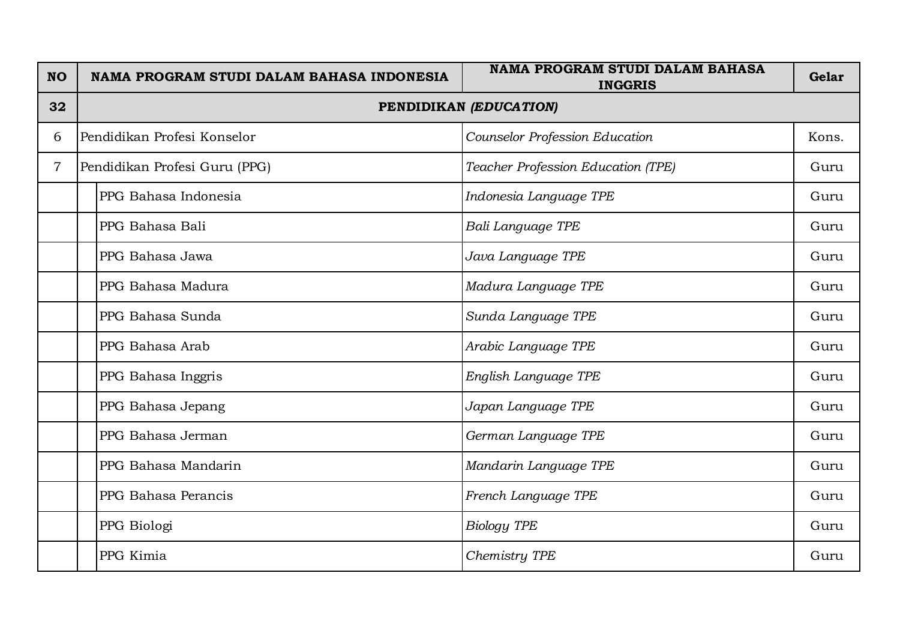| NO | NAMA PROGRAM STUDI DALAM BAHASA INDONESIA | | NAMA PROGRAM STUDI DALAM BAHASA INGGRIS | Gelar |
|---|---|---|---|---|
| **32** | **PENDIDIKAN *(EDUCATION)*** | | | |
| 6 | Pendidikan Profesi Konselor | | *Counselor Profession Education* | Kons. |
| 7 | Pendidikan Profesi Guru (PPG) | | *Teacher Profession Education (TPE)* | Guru |
| | | PPG Bahasa Indonesia | *Indonesia Language TPE* | Guru |
| | | PPG Bahasa Bali | *Bali Language TPE* | Guru |
| | | PPG Bahasa Jawa | *Java Language TPE* | Guru |
| | | PPG Bahasa Madura | *Madura Language TPE* | Guru |
| | | PPG Bahasa Sunda | *Sunda Language TPE* | Guru |
| | | PPG Bahasa Arab | *Arabic Language TPE* | Guru |
| | | PPG Bahasa Inggris | *English Language TPE* | Guru |
| | | PPG Bahasa Jepang | *Japan Language TPE* | Guru |
| | | PPG Bahasa Jerman | *German Language TPE* | Guru |
| | | PPG Bahasa Mandarin | *Mandarin Language TPE* | Guru |
| | | PPG Bahasa Perancis | *French Language TPE* | Guru |
| | | PPG Biologi | *Biology TPE* | Guru |
| | | PPG Kimia | *Chemistry TPE* | Guru |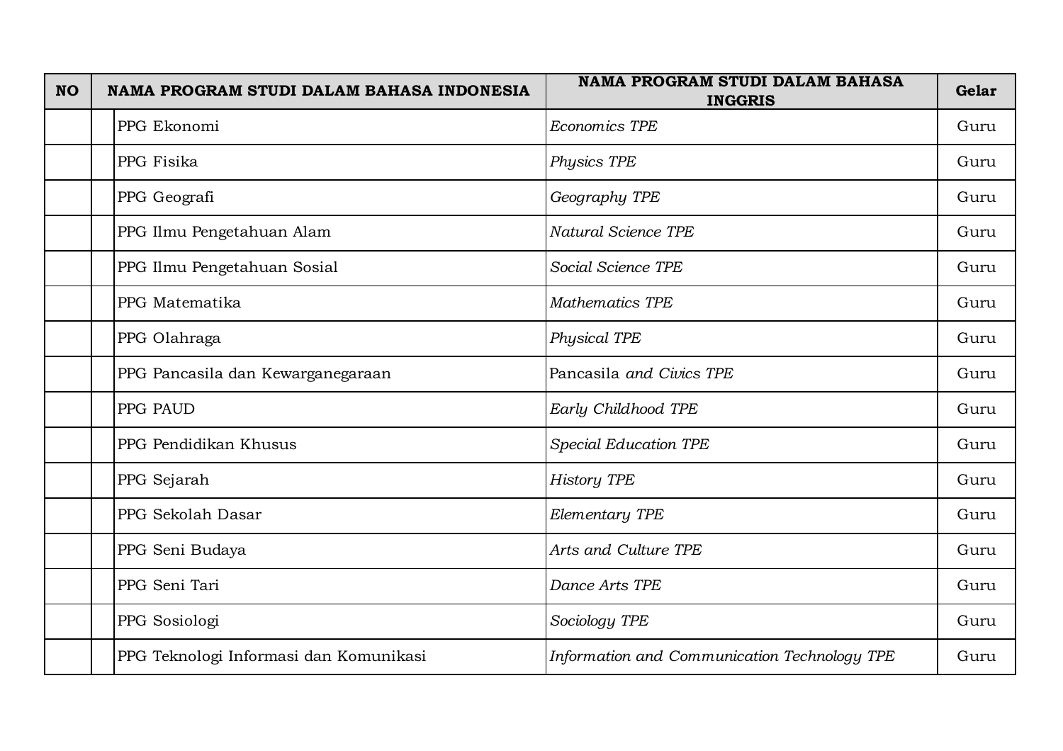| NO | NAMA PROGRAM STUDI DALAM BAHASA INDONESIA | | NAMA PROGRAM STUDI DALAM BAHASA INGGRIS | Gelar |
|---|---|---|---|---|
| | | PPG Ekonomi | *Economics TPE* | Guru |
| | | PPG Fisika | *Physics TPE* | Guru |
| | | PPG Geografi | *Geography TPE* | Guru |
| | | PPG Ilmu Pengetahuan Alam | *Natural Science TPE* | Guru |
| | | PPG Ilmu Pengetahuan Sosial | *Social Science TPE* | Guru |
| | | PPG Matematika | *Mathematics TPE* | Guru |
| | | PPG Olahraga | *Physical TPE* | Guru |
| | | PPG Pancasila dan Kewarganegaraan | Pancasila *and Civics TPE* | Guru |
| | | PPG PAUD | *Early Childhood TPE* | Guru |
| | | PPG Pendidikan Khusus | *Special Education TPE* | Guru |
| | | PPG Sejarah | *History TPE* | Guru |
| | | PPG Sekolah Dasar | *Elementary TPE* | Guru |
| | | PPG Seni Budaya | *Arts and Culture TPE* | Guru |
| | | PPG Seni Tari | *Dance Arts TPE* | Guru |
| | | PPG Sosiologi | *Sociology TPE* | Guru |
| | | PPG Teknologi Informasi dan Komunikasi | *Information and Communication Technology TPE* | Guru |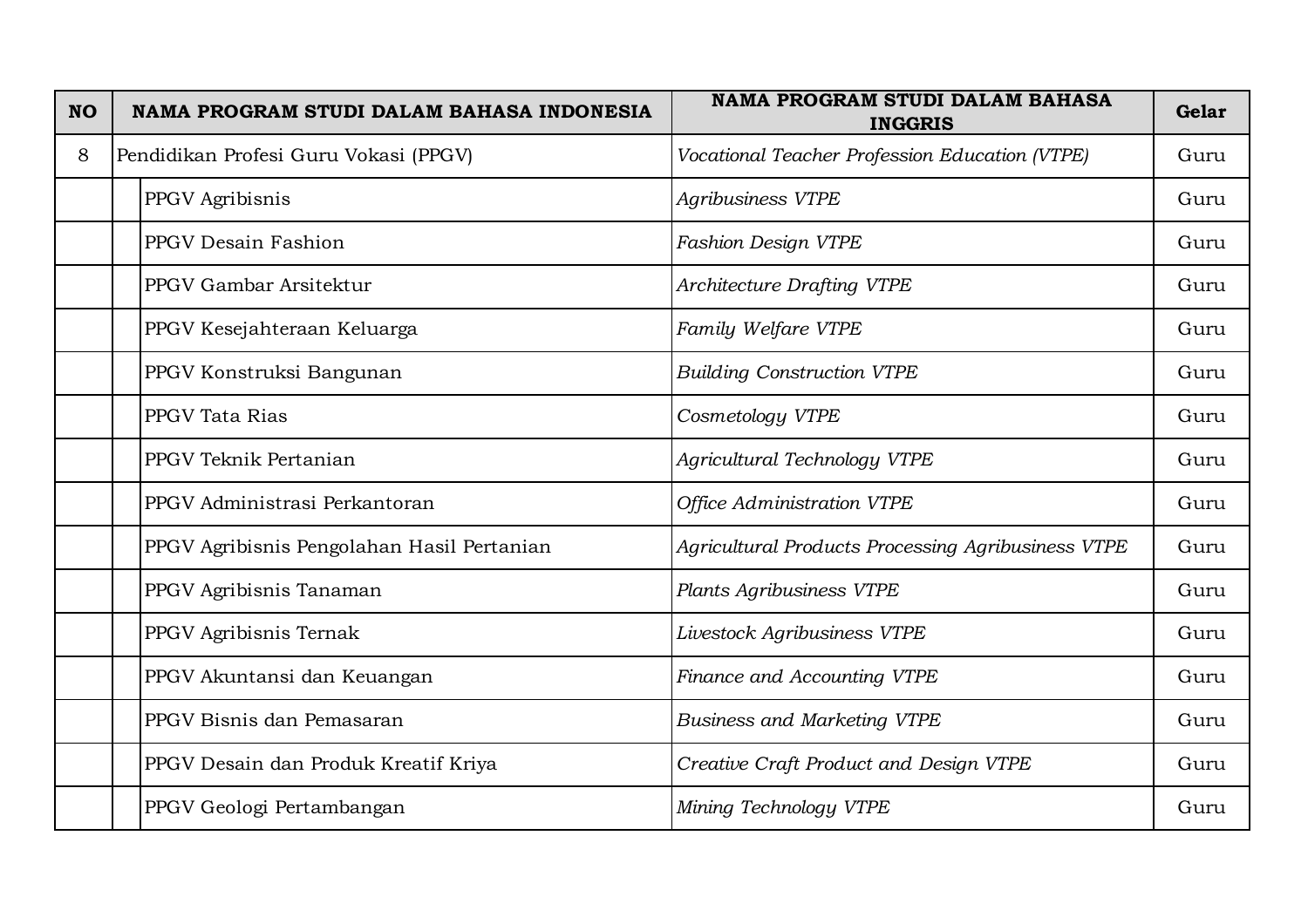| NO | NAMA PROGRAM STUDI DALAM BAHASA INDONESIA | NAMA PROGRAM STUDI DALAM BAHASA INGGRIS | Gelar |
|---|---|---|---|
| 8 | Pendidikan Profesi Guru Vokasi (PPGV) | *Vocational Teacher Profession Education (VTPE)* | Guru |
| | PPGV Agribisnis | *Agribusiness VTPE* | Guru |
| | PPGV Desain Fashion | *Fashion Design VTPE* | Guru |
| | PPGV Gambar Arsitektur | *Architecture Drafting VTPE* | Guru |
| | PPGV Kesejahteraan Keluarga | *Family Welfare VTPE* | Guru |
| | PPGV Konstruksi Bangunan | *Building Construction VTPE* | Guru |
| | PPGV Tata Rias | *Cosmetology VTPE* | Guru |
| | PPGV Teknik Pertanian | *Agricultural Technology VTPE* | Guru |
| | PPGV Administrasi Perkantoran | *Office Administration VTPE* | Guru |
| | PPGV Agribisnis Pengolahan Hasil Pertanian | *Agricultural Products Processing Agribusiness VTPE* | Guru |
| | PPGV Agribisnis Tanaman | *Plants Agribusiness VTPE* | Guru |
| | PPGV Agribisnis Ternak | *Livestock Agribusiness VTPE* | Guru |
| | PPGV Akuntansi dan Keuangan | *Finance and Accounting VTPE* | Guru |
| | PPGV Bisnis dan Pemasaran | *Business and Marketing VTPE* | Guru |
| | PPGV Desain dan Produk Kreatif Kriya | *Creative Craft Product and Design VTPE* | Guru |
| | PPGV Geologi Pertambangan | *Mining Technology VTPE* | Guru |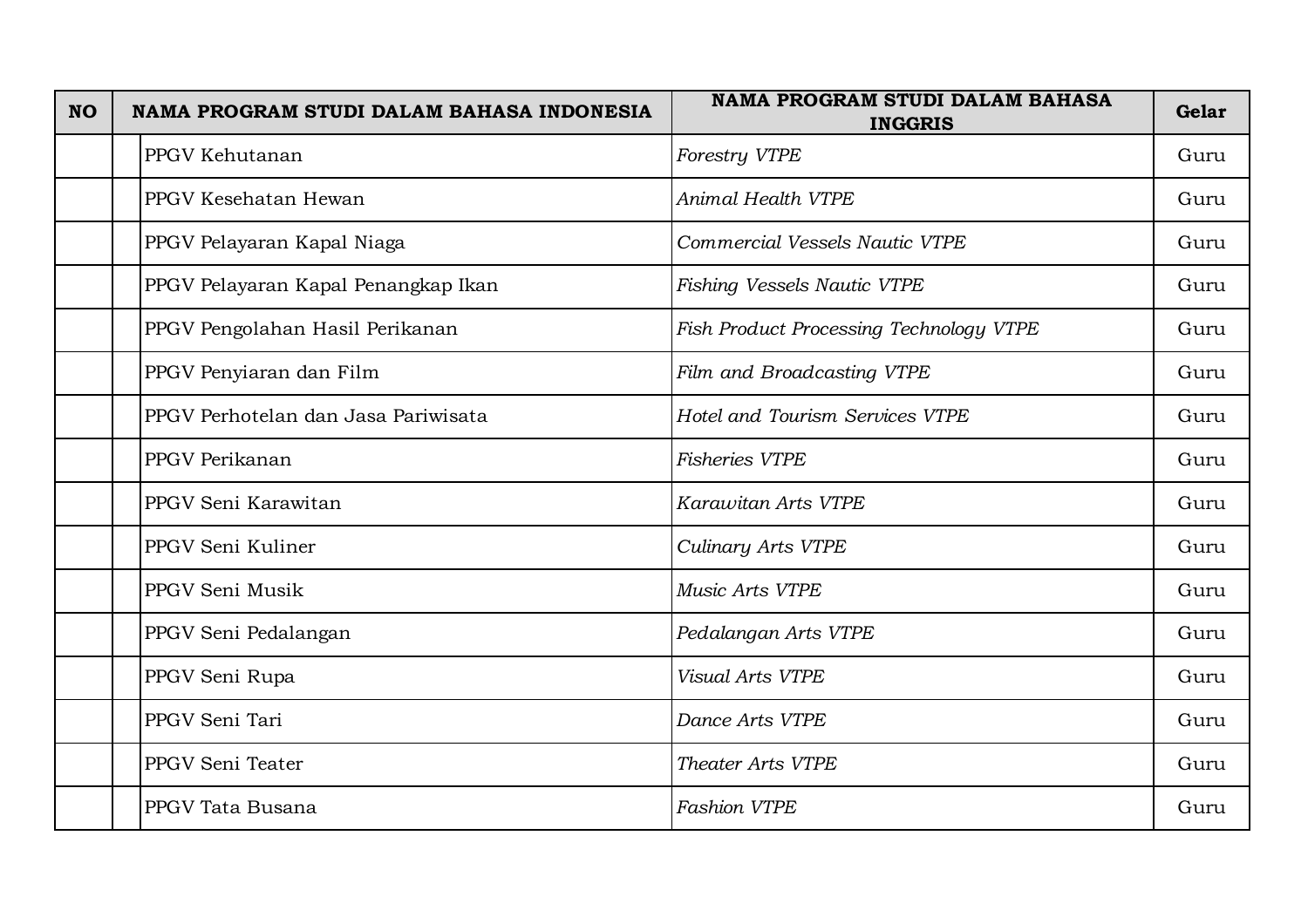| NO | NAMA PROGRAM STUDI DALAM BAHASA INDONESIA | | NAMA PROGRAM STUDI DALAM BAHASA INGGRIS | Gelar |
|---|---|---|---|---|
| | | PPGV Kehutanan | *Forestry VTPE* | Guru |
| | | PPGV Kesehatan Hewan | *Animal Health VTPE* | Guru |
| | | PPGV Pelayaran Kapal Niaga | *Commercial Vessels Nautic VTPE* | Guru |
| | | PPGV Pelayaran Kapal Penangkap Ikan | *Fishing Vessels Nautic VTPE* | Guru |
| | | PPGV Pengolahan Hasil Perikanan | *Fish Product Processing Technology VTPE* | Guru |
| | | PPGV Penyiaran dan Film | *Film and Broadcasting VTPE* | Guru |
| | | PPGV Perhotelan dan Jasa Pariwisata | *Hotel and Tourism Services VTPE* | Guru |
| | | PPGV Perikanan | *Fisheries VTPE* | Guru |
| | | PPGV Seni Karawitan | *Karawitan Arts VTPE* | Guru |
| | | PPGV Seni Kuliner | *Culinary Arts VTPE* | Guru |
| | | PPGV Seni Musik | *Music Arts VTPE* | Guru |
| | | PPGV Seni Pedalangan | *Pedalangan Arts VTPE* | Guru |
| | | PPGV Seni Rupa | *Visual Arts VTPE* | Guru |
| | | PPGV Seni Tari | *Dance Arts VTPE* | Guru |
| | | PPGV Seni Teater | *Theater Arts VTPE* | Guru |
| | | PPGV Tata Busana | *Fashion VTPE* | Guru |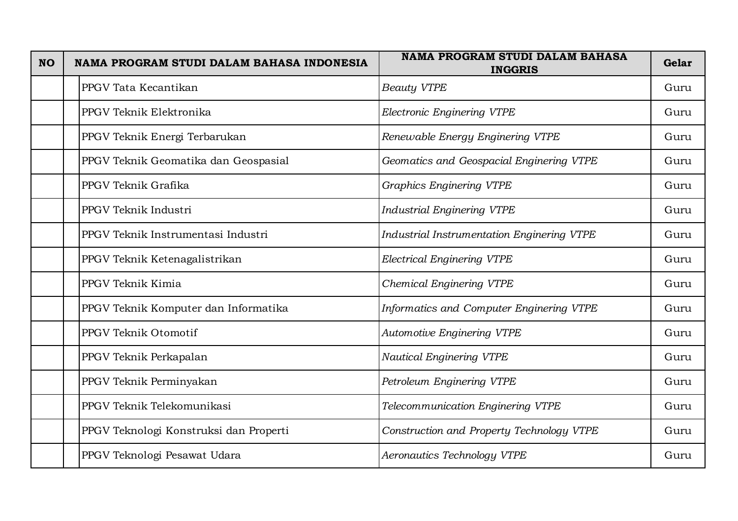| NO | NAMA PROGRAM STUDI DALAM BAHASA INDONESIA | | NAMA PROGRAM STUDI DALAM BAHASA INGGRIS | Gelar |
|---|---|---|---|---|
| | | PPGV Tata Kecantikan | *Beauty VTPE* | Guru |
| | | PPGV Teknik Elektronika | *Electronic Enginering VTPE* | Guru |
| | | PPGV Teknik Energi Terbarukan | *Renewable Energy Enginering VTPE* | Guru |
| | | PPGV Teknik Geomatika dan Geospasial | *Geomatics and Geospacial Enginering VTPE* | Guru |
| | | PPGV Teknik Grafika | *Graphics Enginering VTPE* | Guru |
| | | PPGV Teknik Industri | *Industrial Enginering VTPE* | Guru |
| | | PPGV Teknik Instrumentasi Industri | *Industrial Instrumentation Enginering VTPE* | Guru |
| | | PPGV Teknik Ketenagalistrikan | *Electrical Enginering VTPE* | Guru |
| | | PPGV Teknik Kimia | *Chemical Enginering VTPE* | Guru |
| | | PPGV Teknik Komputer dan Informatika | *Informatics and Computer Enginering VTPE* | Guru |
| | | PPGV Teknik Otomotif | *Automotive Enginering VTPE* | Guru |
| | | PPGV Teknik Perkapalan | *Nautical Enginering VTPE* | Guru |
| | | PPGV Teknik Perminyakan | *Petroleum Enginering VTPE* | Guru |
| | | PPGV Teknik Telekomunikasi | *Telecommunication Enginering VTPE* | Guru |
| | | PPGV Teknologi Konstruksi dan Properti | *Construction and Property Technology VTPE* | Guru |
| | | PPGV Teknologi Pesawat Udara | *Aeronautics Technology VTPE* | Guru |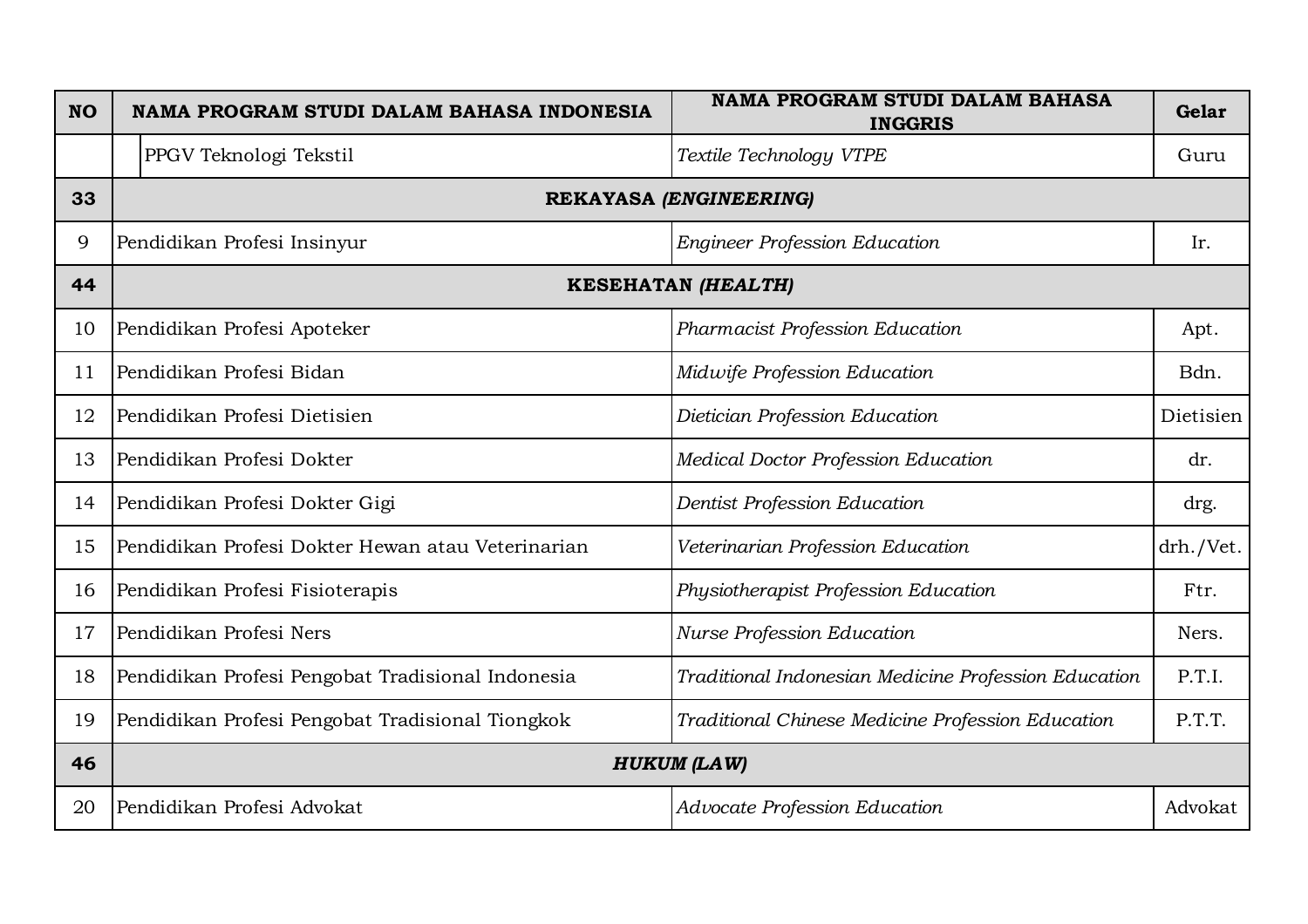| NO | NAMA PROGRAM STUDI DALAM BAHASA INDONESIA | NAMA PROGRAM STUDI DALAM BAHASA INGGRIS | Gelar |
| --- | --- | --- | --- |
| | PPGV Teknologi Tekstil | *Textile Technology VTPE* | Guru |
| **33** | **REKAYASA *(ENGINEERING)*** | | |
| 9 | Pendidikan Profesi Insinyur | *Engineer Profession Education* | Ir. |
| **44** | **KESEHATAN *(HEALTH)*** | | |
| 10 | Pendidikan Profesi Apoteker | *Pharmacist Profession Education* | Apt. |
| 11 | Pendidikan Profesi Bidan | *Midwife Profession Education* | Bdn. |
| 12 | Pendidikan Profesi Dietisien | *Dietician Profession Education* | Dietisien |
| 13 | Pendidikan Profesi Dokter | *Medical Doctor Profession Education* | dr. |
| 14 | Pendidikan Profesi Dokter Gigi | *Dentist Profession Education* | drg. |
| 15 | Pendidikan Profesi Dokter Hewan atau Veterinarian | *Veterinarian Profession Education* | drh./Vet. |
| 16 | Pendidikan Profesi Fisioterapis | *Physiotherapist Profession Education* | Ftr. |
| 17 | Pendidikan Profesi Ners | *Nurse Profession Education* | Ners. |
| 18 | Pendidikan Profesi Pengobat Tradisional Indonesia | *Traditional Indonesian Medicine Profession Education* | P.T.I. |
| 19 | Pendidikan Profesi Pengobat Tradisional Tiongkok | *Traditional Chinese Medicine Profession Education* | P.T.T. |
| **46** | ***HUKUM (LAW)*** | | |
| 20 | Pendidikan Profesi Advokat | *Advocate Profession Education* | Advokat |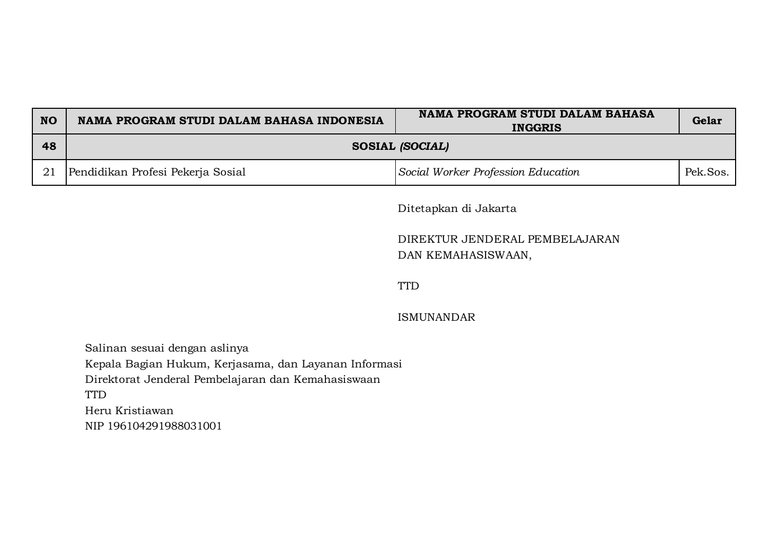| NO | NAMA PROGRAM STUDI DALAM BAHASA INDONESIA | NAMA PROGRAM STUDI DALAM BAHASA INGGRIS | Gelar |
|---|---|---|---|
| **48** | **SOSIAL *(SOCIAL)*** | | |
| 21 | Pendidikan Profesi Pekerja Sosial | *Social Worker Profession Education* | Pek.Sos. |

Ditetapkan di Jakarta

DIREKTUR JENDERAL PEMBELAJARAN
DAN KEMAHASISWAAN,

TTD

ISMUNANDAR

Salinan sesuai dengan aslinya
Kepala Bagian Hukum, Kerjasama, dan Layanan Informasi
Direktorat Jenderal Pembelajaran dan Kemahasiswaan
TTD
Heru Kristiawan
NIP 196104291988031001